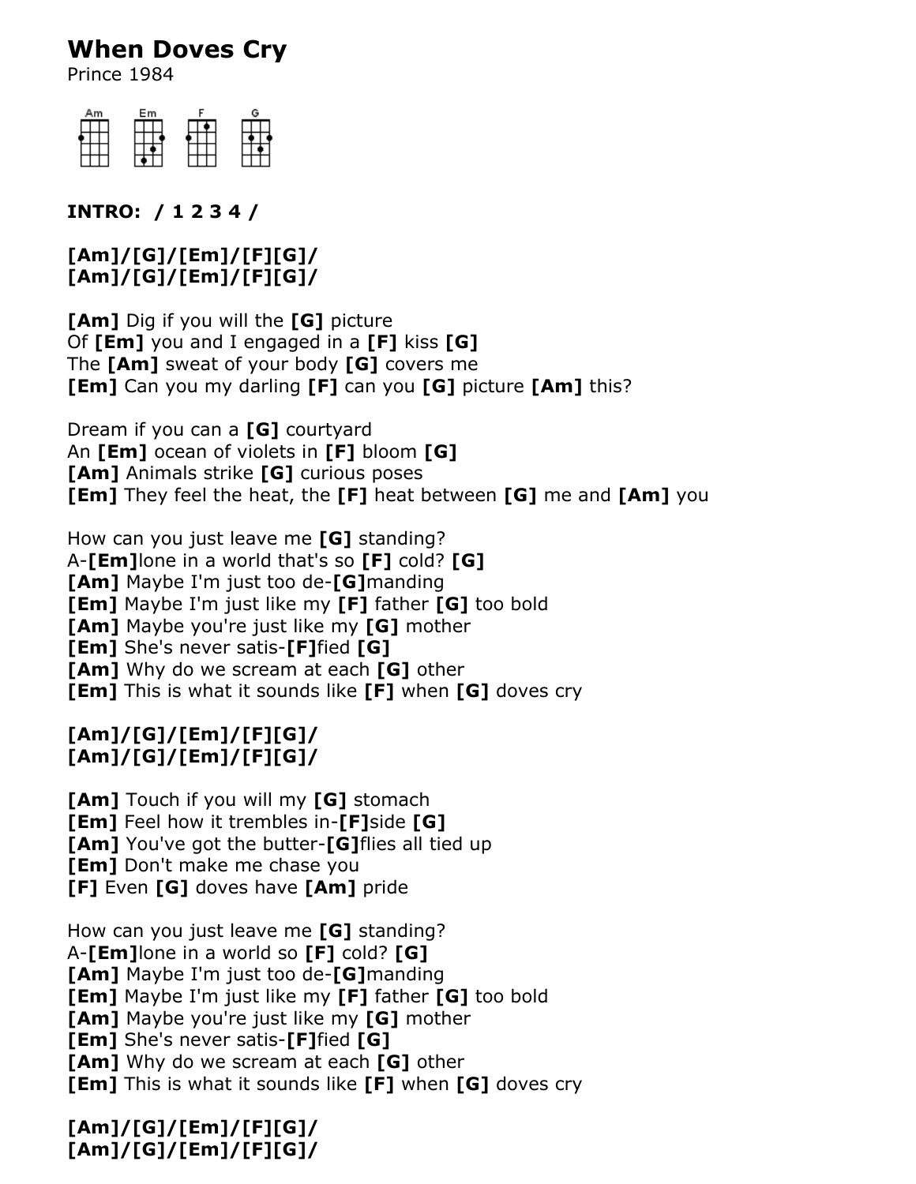# When Doves Cry

Prince 1984

Am Em F G

**INTRO: / 1 2 3 4 /**

**[Am]/[G]/[Em]/[F][G]/**
**[Am]/[G]/[Em]/[F][G]/**

**[Am]** Dig if you will the **[G]** picture
Of **[Em]** you and I engaged in a **[F]** kiss **[G]**
The **[Am]** sweat of your body **[G]** covers me
**[Em]** Can you my darling **[F]** can you **[G]** picture **[Am]** this?

Dream if you can a **[G]** courtyard
An **[Em]** ocean of violets in **[F]** bloom **[G]**
**[Am]** Animals strike **[G]** curious poses
**[Em]** They feel the heat, the **[F]** heat between **[G]** me and **[Am]** you

How can you just leave me **[G]** standing?
A-**[Em]**lone in a world that's so **[F]** cold? **[G]**
**[Am]** Maybe I'm just too de-**[G]**manding
**[Em]** Maybe I'm just like my **[F]** father **[G]** too bold
**[Am]** Maybe you're just like my **[G]** mother
**[Em]** She's never satis-**[F]**fied **[G]**
**[Am]** Why do we scream at each **[G]** other
**[Em]** This is what it sounds like **[F]** when **[G]** doves cry

**[Am]/[G]/[Em]/[F][G]/**
**[Am]/[G]/[Em]/[F][G]/**

**[Am]** Touch if you will my **[G]** stomach
**[Em]** Feel how it trembles in-**[F]**side **[G]**
**[Am]** You've got the butter-**[G]**flies all tied up
**[Em]** Don't make me chase you
**[F]** Even **[G]** doves have **[Am]** pride

How can you just leave me **[G]** standing?
A-**[Em]**lone in a world so **[F]** cold? **[G]**
**[Am]** Maybe I'm just too de-**[G]**manding
**[Em]** Maybe I'm just like my **[F]** father **[G]** too bold
**[Am]** Maybe you're just like my **[G]** mother
**[Em]** She's never satis-**[F]**fied **[G]**
**[Am]** Why do we scream at each **[G]** other
**[Em]** This is what it sounds like **[F]** when **[G]** doves cry

**[Am]/[G]/[Em]/[F][G]/**
**[Am]/[G]/[Em]/[F][G]/**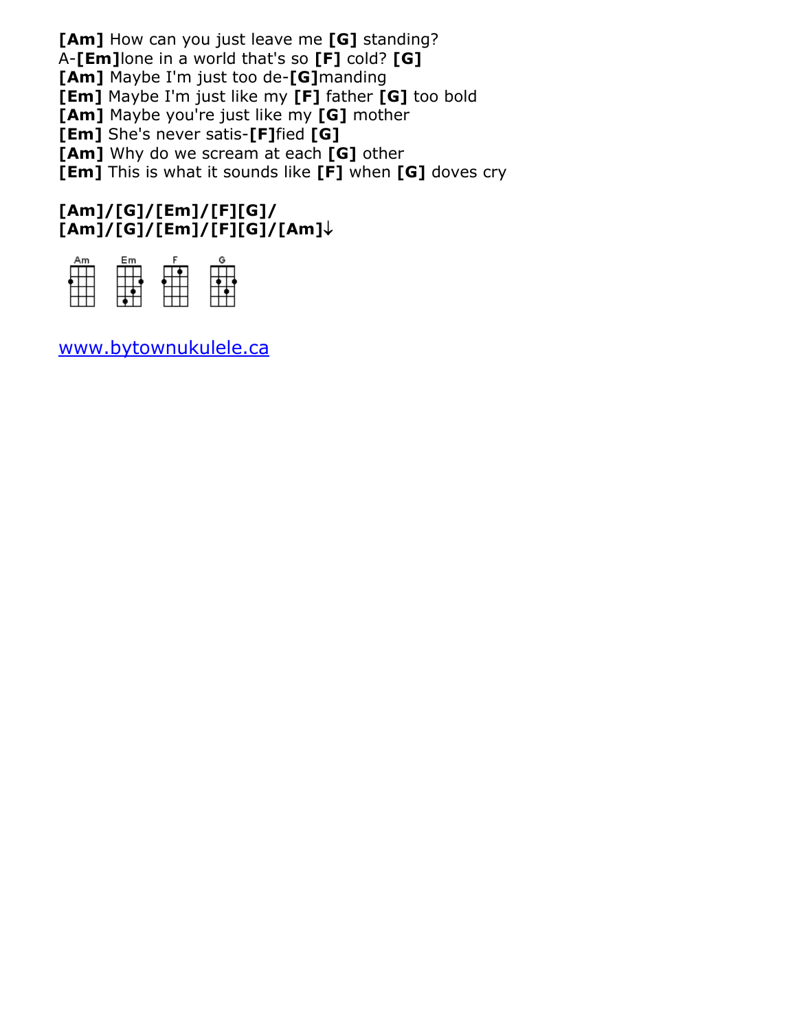**[Am]** How can you just leave me **[G]** standing?
A-**[Em]**lone in a world that's so **[F]** cold? **[G]**
**[Am]** Maybe I'm just too de-**[G]**manding
**[Em]** Maybe I'm just like my **[F]** father **[G]** too bold
**[Am]** Maybe you're just like my **[G]** mother
**[Em]** She's never satis-**[F]**fied **[G]**
**[Am]** Why do we scream at each **[G]** other
**[Em]** This is what it sounds like **[F]** when **[G]** doves cry

**[Am]/[G]/[Em]/[F][G]/**
**[Am]/[G]/[Em]/[F][G]/[Am]↓**

Am Em F G

[www.bytownukulele.ca](http://www.bytownukulele.ca)